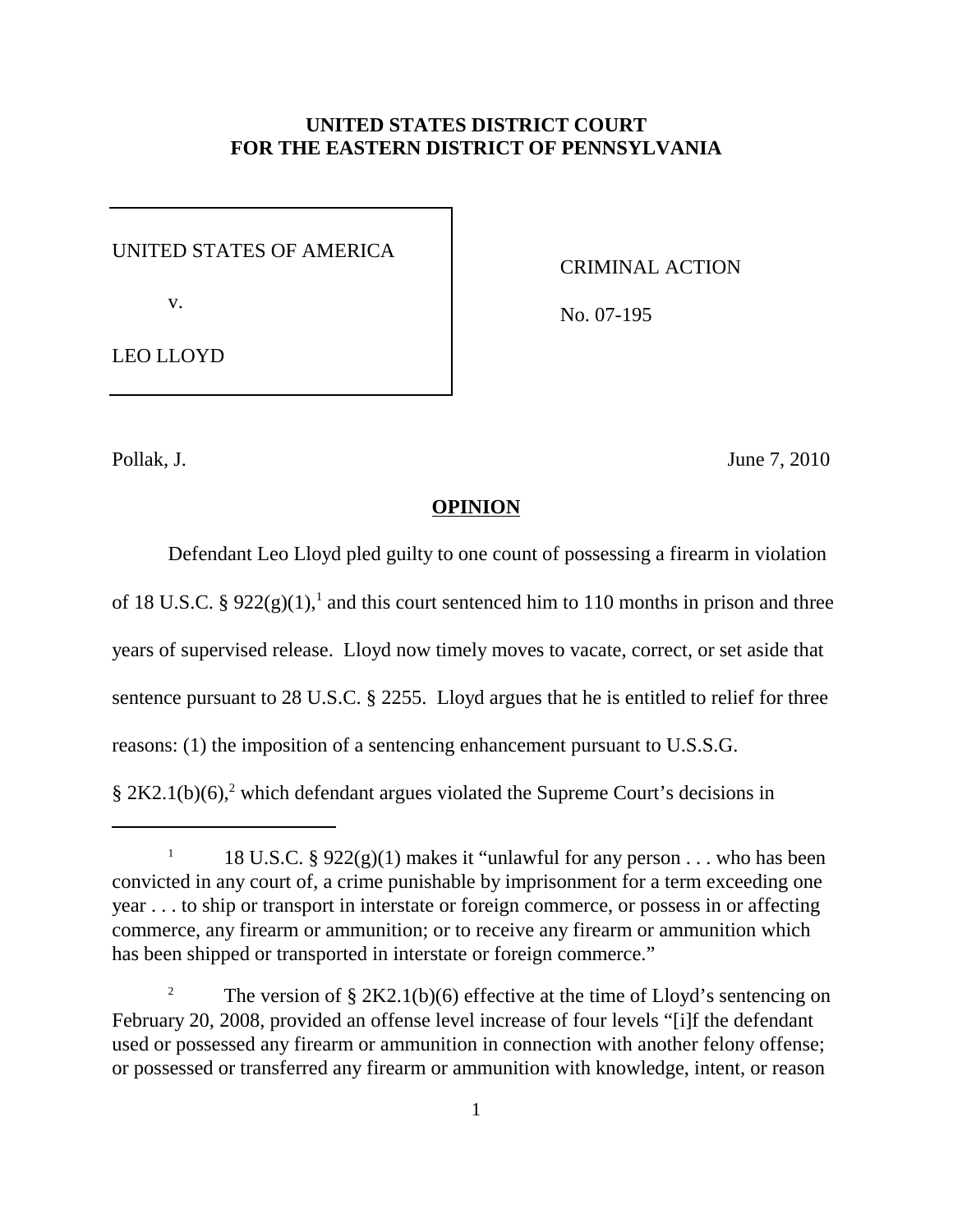**UNITED STATES DISTRICT COURT**
**FOR THE EASTERN DISTRICT OF PENNSYLVANIA**

| UNITED STATES OF AMERICA v. LEO LLOYD | CRIMINAL ACTION No. 07-195 |
| --- | --- |

Pollak, J. June 7, 2010

**OPINION**

Defendant Leo Lloyd pled guilty to one count of possessing a firearm in violation of 18 U.S.C. § 922(g)(1),[1] and this court sentenced him to 110 months in prison and three years of supervised release. Lloyd now timely moves to vacate, correct, or set aside that sentence pursuant to 28 U.S.C. § 2255. Lloyd argues that he is entitled to relief for three reasons: (1) the imposition of a sentencing enhancement pursuant to U.S.S.G. § 2K2.1(b)(6),[2] which defendant argues violated the Supreme Court's decisions in

---

[1] 18 U.S.C. § 922(g)(1) makes it "unlawful for any person . . . who has been convicted in any court of, a crime punishable by imprisonment for a term exceeding one year . . . to ship or transport in interstate or foreign commerce, or possess in or affecting commerce, any firearm or ammunition; or to receive any firearm or ammunition which has been shipped or transported in interstate or foreign commerce."

[2] The version of § 2K2.1(b)(6) effective at the time of Lloyd's sentencing on February 20, 2008, provided an offense level increase of four levels "[i]f the defendant used or possessed any firearm or ammunition in connection with another felony offense; or possessed or transferred any firearm or ammunition with knowledge, intent, or reason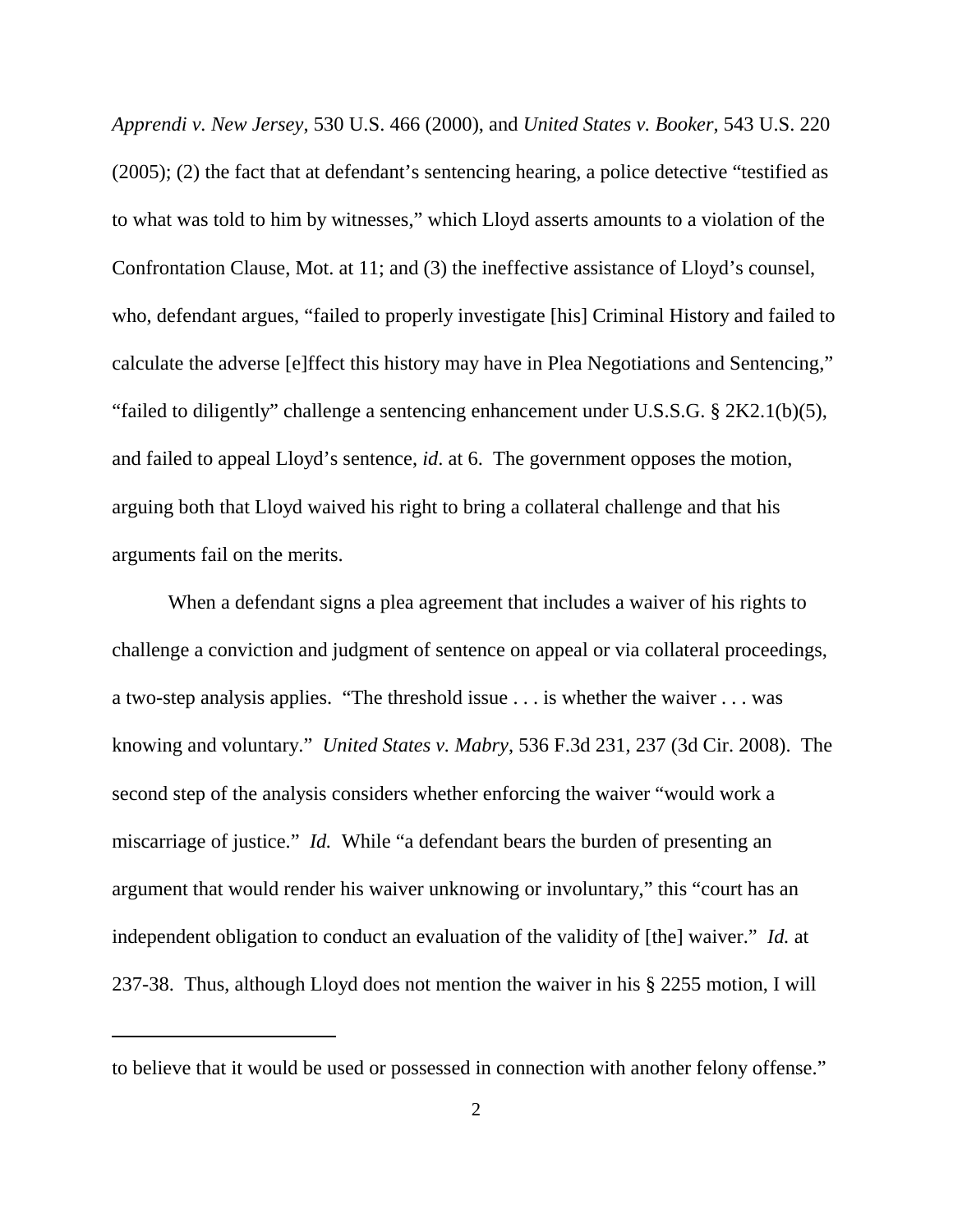*Apprendi v. New Jersey*, 530 U.S. 466 (2000), and *United States v. Booker*, 543 U.S. 220 (2005); (2) the fact that at defendant's sentencing hearing, a police detective "testified as to what was told to him by witnesses," which Lloyd asserts amounts to a violation of the Confrontation Clause, Mot. at 11; and (3) the ineffective assistance of Lloyd's counsel, who, defendant argues, "failed to properly investigate [his] Criminal History and failed to calculate the adverse [e]ffect this history may have in Plea Negotiations and Sentencing," "failed to diligently" challenge a sentencing enhancement under U.S.S.G. § 2K2.1(b)(5), and failed to appeal Lloyd's sentence, *id*. at 6. The government opposes the motion, arguing both that Lloyd waived his right to bring a collateral challenge and that his arguments fail on the merits.

When a defendant signs a plea agreement that includes a waiver of his rights to challenge a conviction and judgment of sentence on appeal or via collateral proceedings, a two-step analysis applies. "The threshold issue . . . is whether the waiver . . . was knowing and voluntary." *United States v. Mabry*, 536 F.3d 231, 237 (3d Cir. 2008). The second step of the analysis considers whether enforcing the waiver "would work a miscarriage of justice." *Id.* While "a defendant bears the burden of presenting an argument that would render his waiver unknowing or involuntary," this "court has an independent obligation to conduct an evaluation of the validity of [the] waiver." *Id.* at 237-38. Thus, although Lloyd does not mention the waiver in his § 2255 motion, I will

---

to believe that it would be used or possessed in connection with another felony offense."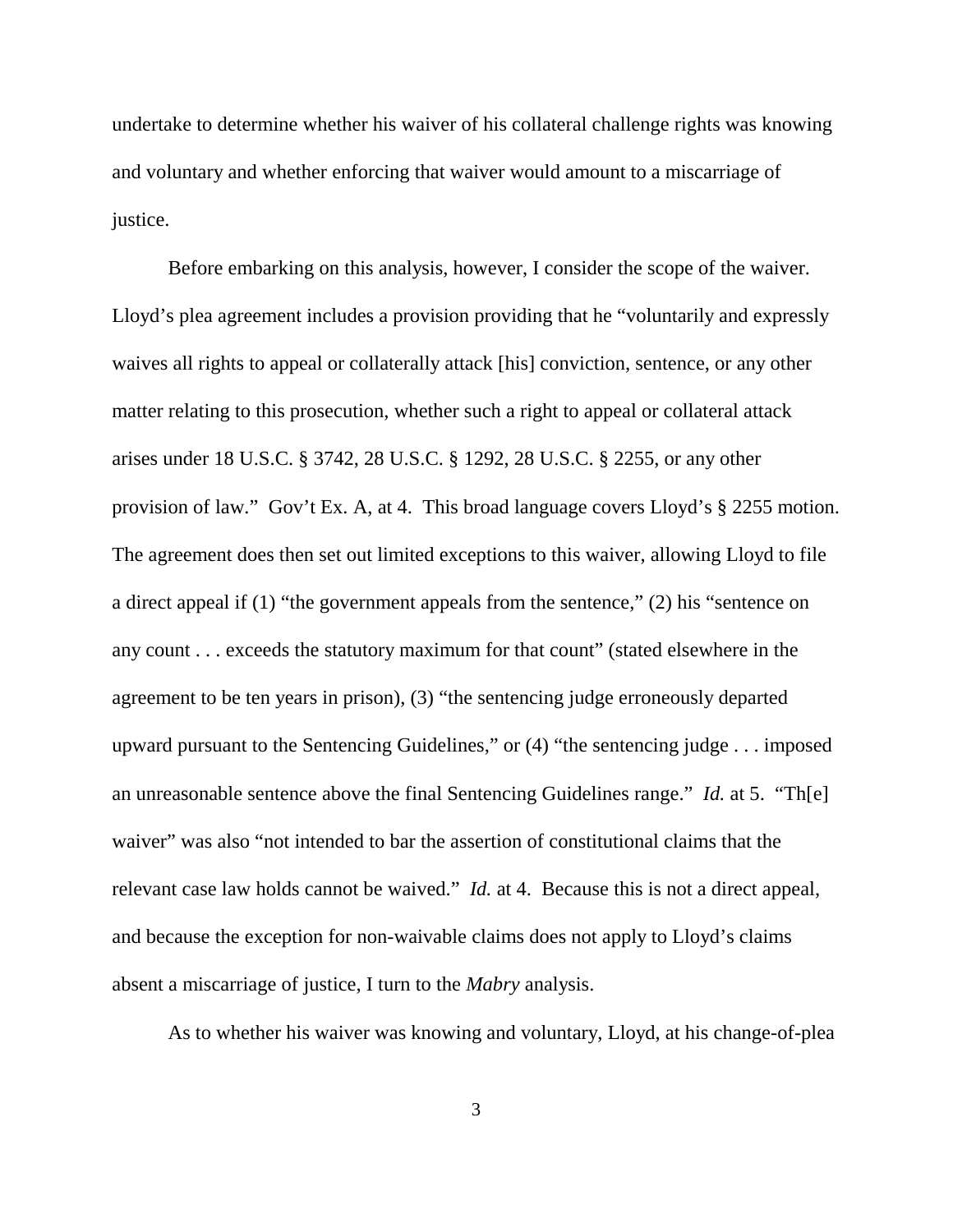undertake to determine whether his waiver of his collateral challenge rights was knowing and voluntary and whether enforcing that waiver would amount to a miscarriage of justice.

Before embarking on this analysis, however, I consider the scope of the waiver. Lloyd's plea agreement includes a provision providing that he "voluntarily and expressly waives all rights to appeal or collaterally attack [his] conviction, sentence, or any other matter relating to this prosecution, whether such a right to appeal or collateral attack arises under 18 U.S.C. § 3742, 28 U.S.C. § 1292, 28 U.S.C. § 2255, or any other provision of law." Gov't Ex. A, at 4. This broad language covers Lloyd's § 2255 motion. The agreement does then set out limited exceptions to this waiver, allowing Lloyd to file a direct appeal if (1) "the government appeals from the sentence," (2) his "sentence on any count . . . exceeds the statutory maximum for that count" (stated elsewhere in the agreement to be ten years in prison), (3) "the sentencing judge erroneously departed upward pursuant to the Sentencing Guidelines," or (4) "the sentencing judge . . . imposed an unreasonable sentence above the final Sentencing Guidelines range." *Id.* at 5. "Th[e] waiver" was also "not intended to bar the assertion of constitutional claims that the relevant case law holds cannot be waived." *Id.* at 4. Because this is not a direct appeal, and because the exception for non-waivable claims does not apply to Lloyd's claims absent a miscarriage of justice, I turn to the *Mabry* analysis.

As to whether his waiver was knowing and voluntary, Lloyd, at his change-of-plea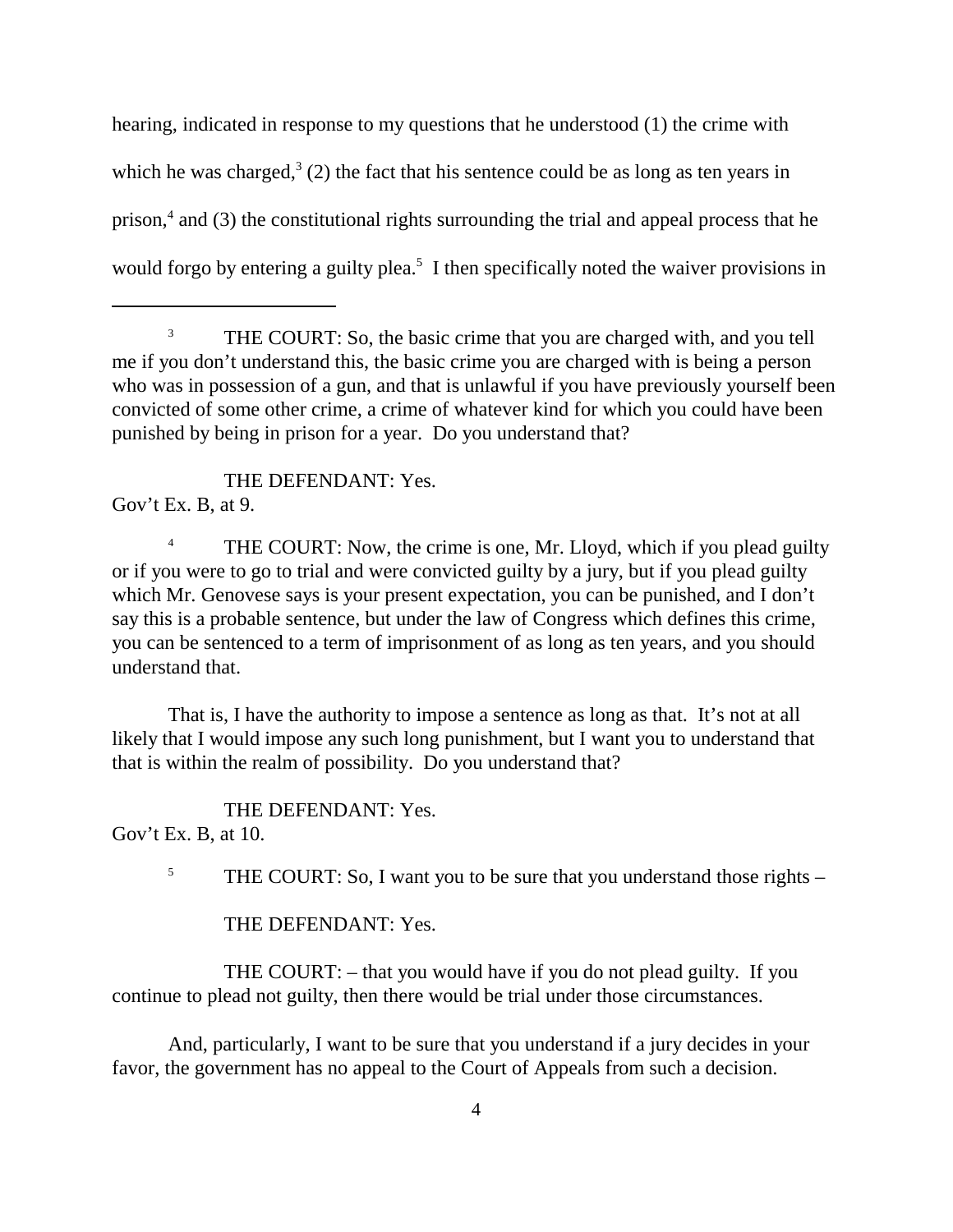hearing, indicated in response to my questions that he understood (1) the crime with which he was charged,[3] (2) the fact that his sentence could be as long as ten years in prison,[4] and (3) the constitutional rights surrounding the trial and appeal process that he would forgo by entering a guilty plea.[5] I then specifically noted the waiver provisions in

---

[3] THE COURT: So, the basic crime that you are charged with, and you tell me if you don't understand this, the basic crime you are charged with is being a person who was in possession of a gun, and that is unlawful if you have previously yourself been convicted of some other crime, a crime of whatever kind for which you could have been punished by being in prison for a year. Do you understand that?

THE DEFENDANT: Yes.
Gov't Ex. B, at 9.

[4] THE COURT: Now, the crime is one, Mr. Lloyd, which if you plead guilty or if you were to go to trial and were convicted guilty by a jury, but if you plead guilty which Mr. Genovese says is your present expectation, you can be punished, and I don't say this is a probable sentence, but under the law of Congress which defines this crime, you can be sentenced to a term of imprisonment of as long as ten years, and you should understand that.

That is, I have the authority to impose a sentence as long as that. It's not at all likely that I would impose any such long punishment, but I want you to understand that that is within the realm of possibility. Do you understand that?

THE DEFENDANT: Yes.
Gov't Ex. B, at 10.

[5] THE COURT: So, I want you to be sure that you understand those rights –

THE DEFENDANT: Yes.

THE COURT: – that you would have if you do not plead guilty. If you continue to plead not guilty, then there would be trial under those circumstances.

And, particularly, I want to be sure that you understand if a jury decides in your favor, the government has no appeal to the Court of Appeals from such a decision.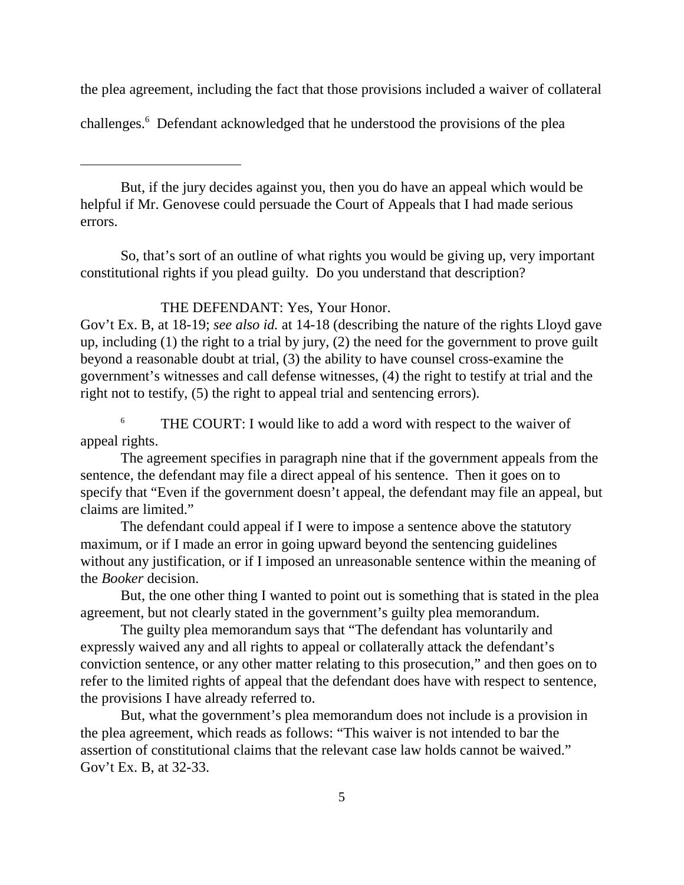the plea agreement, including the fact that those provisions included a waiver of collateral challenges.[6] Defendant acknowledged that he understood the provisions of the plea

---

But, if the jury decides against you, then you do have an appeal which would be helpful if Mr. Genovese could persuade the Court of Appeals that I had made serious errors.

So, that's sort of an outline of what rights you would be giving up, very important constitutional rights if you plead guilty. Do you understand that description?

THE DEFENDANT: Yes, Your Honor.

Gov't Ex. B, at 18-19; *see also id.* at 14-18 (describing the nature of the rights Lloyd gave up, including (1) the right to a trial by jury, (2) the need for the government to prove guilt beyond a reasonable doubt at trial, (3) the ability to have counsel cross-examine the government's witnesses and call defense witnesses, (4) the right to testify at trial and the right not to testify, (5) the right to appeal trial and sentencing errors).

[6] THE COURT: I would like to add a word with respect to the waiver of appeal rights.

The agreement specifies in paragraph nine that if the government appeals from the sentence, the defendant may file a direct appeal of his sentence. Then it goes on to specify that "Even if the government doesn't appeal, the defendant may file an appeal, but claims are limited."

The defendant could appeal if I were to impose a sentence above the statutory maximum, or if I made an error in going upward beyond the sentencing guidelines without any justification, or if I imposed an unreasonable sentence within the meaning of the *Booker* decision.

But, the one other thing I wanted to point out is something that is stated in the plea agreement, but not clearly stated in the government's guilty plea memorandum.

The guilty plea memorandum says that "The defendant has voluntarily and expressly waived any and all rights to appeal or collaterally attack the defendant's conviction sentence, or any other matter relating to this prosecution," and then goes on to refer to the limited rights of appeal that the defendant does have with respect to sentence, the provisions I have already referred to.

But, what the government's plea memorandum does not include is a provision in the plea agreement, which reads as follows: "This waiver is not intended to bar the assertion of constitutional claims that the relevant case law holds cannot be waived." Gov't Ex. B, at 32-33.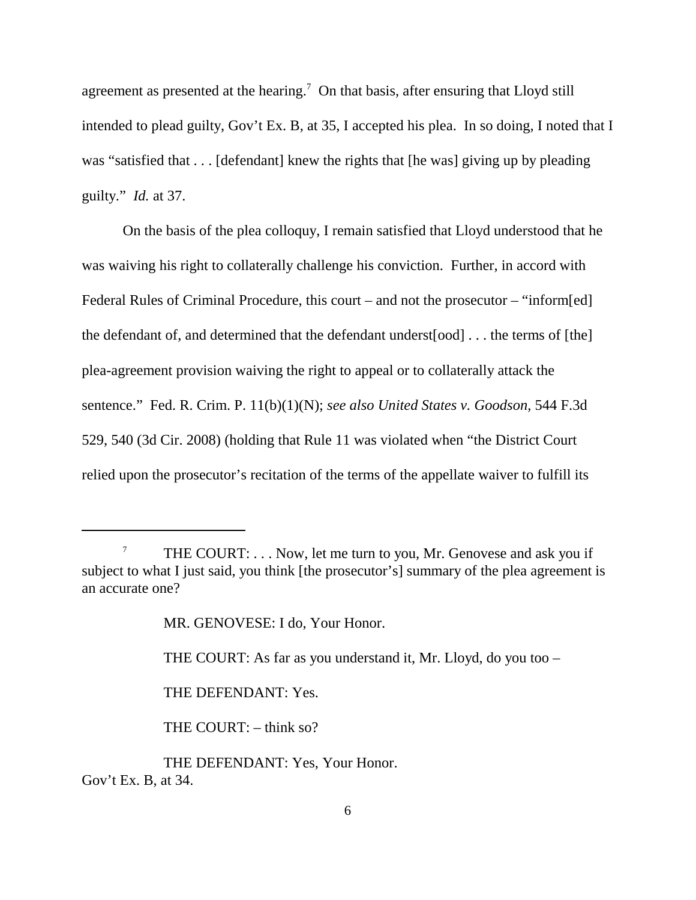agreement as presented at the hearing.[7] On that basis, after ensuring that Lloyd still intended to plead guilty, Gov't Ex. B, at 35, I accepted his plea. In so doing, I noted that I was "satisfied that . . . [defendant] knew the rights that [he was] giving up by pleading guilty." *Id.* at 37.

On the basis of the plea colloquy, I remain satisfied that Lloyd understood that he was waiving his right to collaterally challenge his conviction. Further, in accord with Federal Rules of Criminal Procedure, this court – and not the prosecutor – "inform[ed] the defendant of, and determined that the defendant underst[ood] . . . the terms of [the] plea-agreement provision waiving the right to appeal or to collaterally attack the sentence." Fed. R. Crim. P. 11(b)(1)(N); *see also United States v. Goodson*, 544 F.3d 529, 540 (3d Cir. 2008) (holding that Rule 11 was violated when "the District Court relied upon the prosecutor's recitation of the terms of the appellate waiver to fulfill its

---

[7] THE COURT: . . . Now, let me turn to you, Mr. Genovese and ask you if subject to what I just said, you think [the prosecutor's] summary of the plea agreement is an accurate one?

MR. GENOVESE: I do, Your Honor.

THE COURT: As far as you understand it, Mr. Lloyd, do you too –

THE DEFENDANT: Yes.

THE COURT: – think so?

THE DEFENDANT: Yes, Your Honor.

Gov't Ex. B, at 34.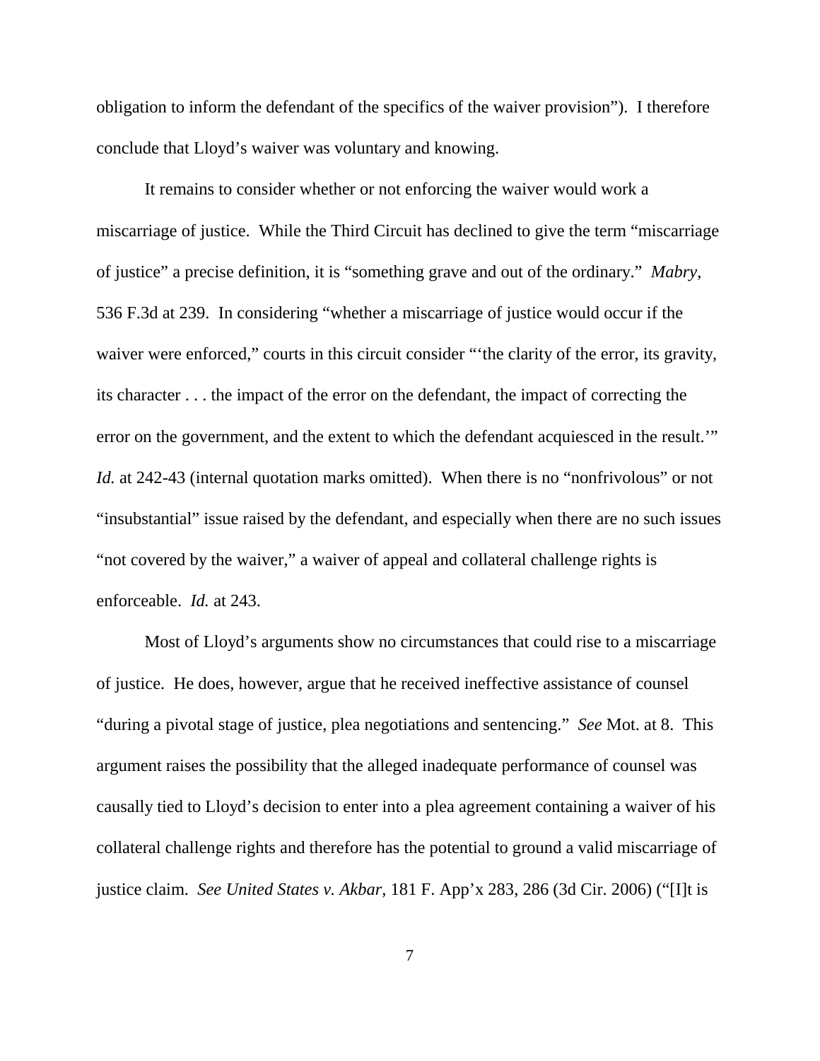obligation to inform the defendant of the specifics of the waiver provision"). I therefore conclude that Lloyd's waiver was voluntary and knowing.

It remains to consider whether or not enforcing the waiver would work a miscarriage of justice. While the Third Circuit has declined to give the term "miscarriage of justice" a precise definition, it is "something grave and out of the ordinary." *Mabry*, 536 F.3d at 239. In considering "whether a miscarriage of justice would occur if the waiver were enforced," courts in this circuit consider "'the clarity of the error, its gravity, its character . . . the impact of the error on the defendant, the impact of correcting the error on the government, and the extent to which the defendant acquiesced in the result.'" *Id.* at 242-43 (internal quotation marks omitted). When there is no "nonfrivolous" or not "insubstantial" issue raised by the defendant, and especially when there are no such issues "not covered by the waiver," a waiver of appeal and collateral challenge rights is enforceable. *Id.* at 243.

Most of Lloyd's arguments show no circumstances that could rise to a miscarriage of justice. He does, however, argue that he received ineffective assistance of counsel "during a pivotal stage of justice, plea negotiations and sentencing." *See* Mot. at 8. This argument raises the possibility that the alleged inadequate performance of counsel was causally tied to Lloyd's decision to enter into a plea agreement containing a waiver of his collateral challenge rights and therefore has the potential to ground a valid miscarriage of justice claim. *See United States v. Akbar*, 181 F. App'x 283, 286 (3d Cir. 2006) ("[I]t is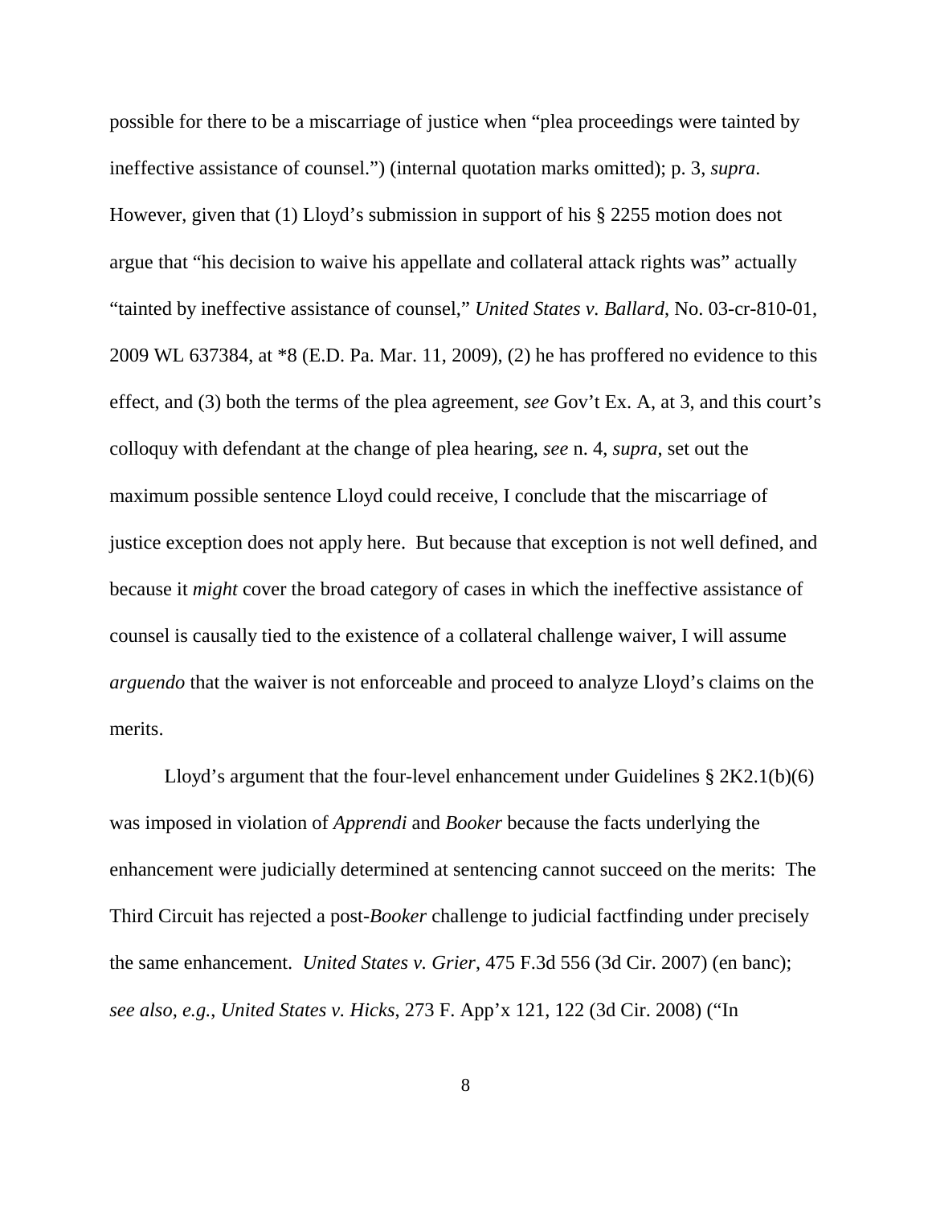possible for there to be a miscarriage of justice when "plea proceedings were tainted by ineffective assistance of counsel.") (internal quotation marks omitted); p. 3, *supra*. However, given that (1) Lloyd's submission in support of his § 2255 motion does not argue that "his decision to waive his appellate and collateral attack rights was" actually "tainted by ineffective assistance of counsel," *United States v. Ballard*, No. 03-cr-810-01, 2009 WL 637384, at *8 (E.D. Pa. Mar. 11, 2009), (2) he has proffered no evidence to this effect, and (3) both the terms of the plea agreement, *see* Gov't Ex. A, at 3, and this court's colloquy with defendant at the change of plea hearing, *see* n. 4, *supra*, set out the maximum possible sentence Lloyd could receive, I conclude that the miscarriage of justice exception does not apply here. But because that exception is not well defined, and because it *might* cover the broad category of cases in which the ineffective assistance of counsel is causally tied to the existence of a collateral challenge waiver, I will assume *arguendo* that the waiver is not enforceable and proceed to analyze Lloyd's claims on the merits.

Lloyd's argument that the four-level enhancement under Guidelines § 2K2.1(b)(6) was imposed in violation of *Apprendi* and *Booker* because the facts underlying the enhancement were judicially determined at sentencing cannot succeed on the merits: The Third Circuit has rejected a post-*Booker* challenge to judicial factfinding under precisely the same enhancement. *United States v. Grier*, 475 F.3d 556 (3d Cir. 2007) (en banc); *see also, e.g.*, *United States v. Hicks*, 273 F. App'x 121, 122 (3d Cir. 2008) ("In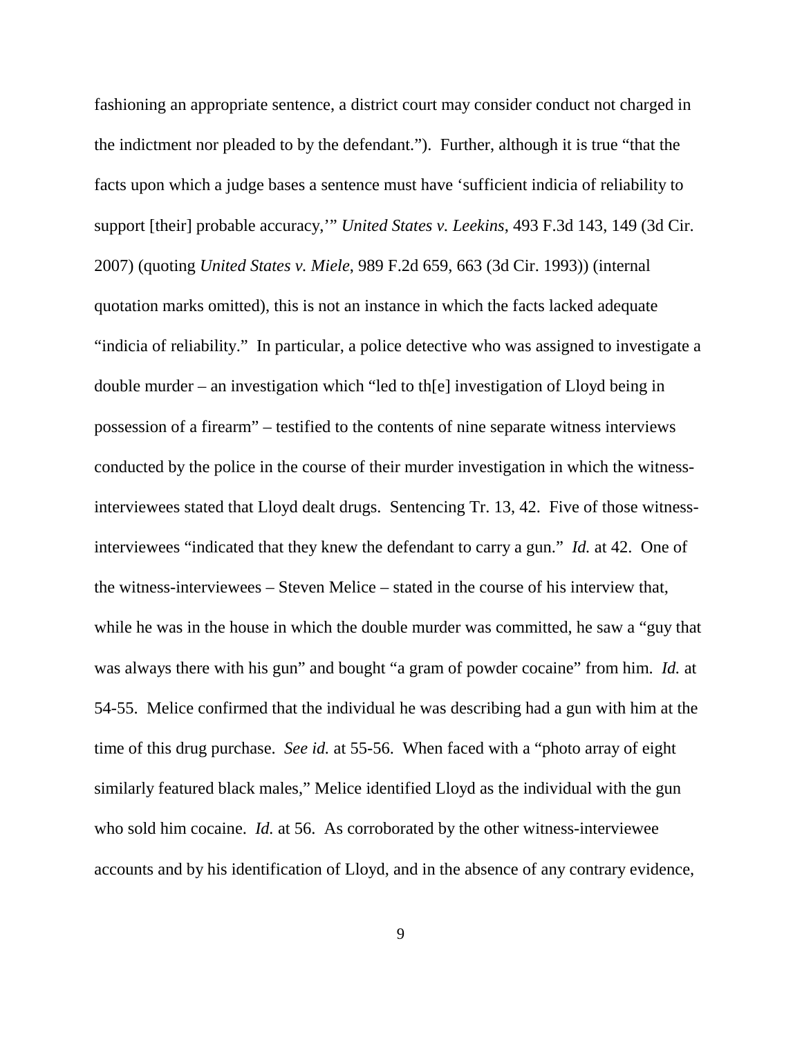fashioning an appropriate sentence, a district court may consider conduct not charged in the indictment nor pleaded to by the defendant."). Further, although it is true "that the facts upon which a judge bases a sentence must have 'sufficient indicia of reliability to support [their] probable accuracy,'" *United States v. Leekins*, 493 F.3d 143, 149 (3d Cir. 2007) (quoting *United States v. Miele*, 989 F.2d 659, 663 (3d Cir. 1993)) (internal quotation marks omitted), this is not an instance in which the facts lacked adequate "indicia of reliability." In particular, a police detective who was assigned to investigate a double murder – an investigation which "led to th[e] investigation of Lloyd being in possession of a firearm" – testified to the contents of nine separate witness interviews conducted by the police in the course of their murder investigation in which the witness-interviewees stated that Lloyd dealt drugs. Sentencing Tr. 13, 42. Five of those witness-interviewees "indicated that they knew the defendant to carry a gun." *Id.* at 42. One of the witness-interviewees – Steven Melice – stated in the course of his interview that, while he was in the house in which the double murder was committed, he saw a "guy that was always there with his gun" and bought "a gram of powder cocaine" from him. *Id.* at 54-55. Melice confirmed that the individual he was describing had a gun with him at the time of this drug purchase. *See id.* at 55-56. When faced with a "photo array of eight similarly featured black males," Melice identified Lloyd as the individual with the gun who sold him cocaine. *Id.* at 56. As corroborated by the other witness-interviewee accounts and by his identification of Lloyd, and in the absence of any contrary evidence,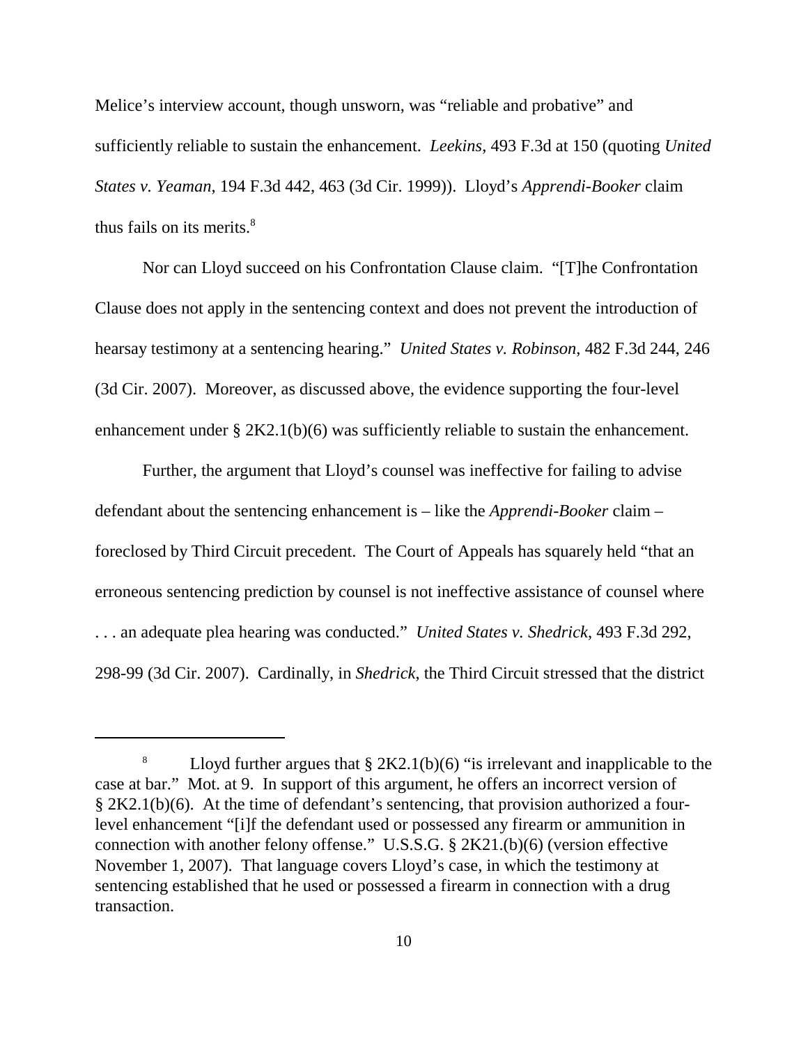Melice's interview account, though unsworn, was "reliable and probative" and sufficiently reliable to sustain the enhancement. *Leekins*, 493 F.3d at 150 (quoting *United States v. Yeaman*, 194 F.3d 442, 463 (3d Cir. 1999)). Lloyd's *Apprendi-Booker* claim thus fails on its merits.[8]

Nor can Lloyd succeed on his Confrontation Clause claim. "[T]he Confrontation Clause does not apply in the sentencing context and does not prevent the introduction of hearsay testimony at a sentencing hearing." *United States v. Robinson*, 482 F.3d 244, 246 (3d Cir. 2007). Moreover, as discussed above, the evidence supporting the four-level enhancement under § 2K2.1(b)(6) was sufficiently reliable to sustain the enhancement.

Further, the argument that Lloyd's counsel was ineffective for failing to advise defendant about the sentencing enhancement is – like the *Apprendi-Booker* claim – foreclosed by Third Circuit precedent. The Court of Appeals has squarely held "that an erroneous sentencing prediction by counsel is not ineffective assistance of counsel where . . . an adequate plea hearing was conducted." *United States v. Shedrick*, 493 F.3d 292, 298-99 (3d Cir. 2007). Cardinally, in *Shedrick*, the Third Circuit stressed that the district

---

[8] Lloyd further argues that § 2K2.1(b)(6) "is irrelevant and inapplicable to the case at bar." Mot. at 9. In support of this argument, he offers an incorrect version of § 2K2.1(b)(6). At the time of defendant's sentencing, that provision authorized a four-level enhancement "[i]f the defendant used or possessed any firearm or ammunition in connection with another felony offense." U.S.S.G. § 2K21.(b)(6) (version effective November 1, 2007). That language covers Lloyd's case, in which the testimony at sentencing established that he used or possessed a firearm in connection with a drug transaction.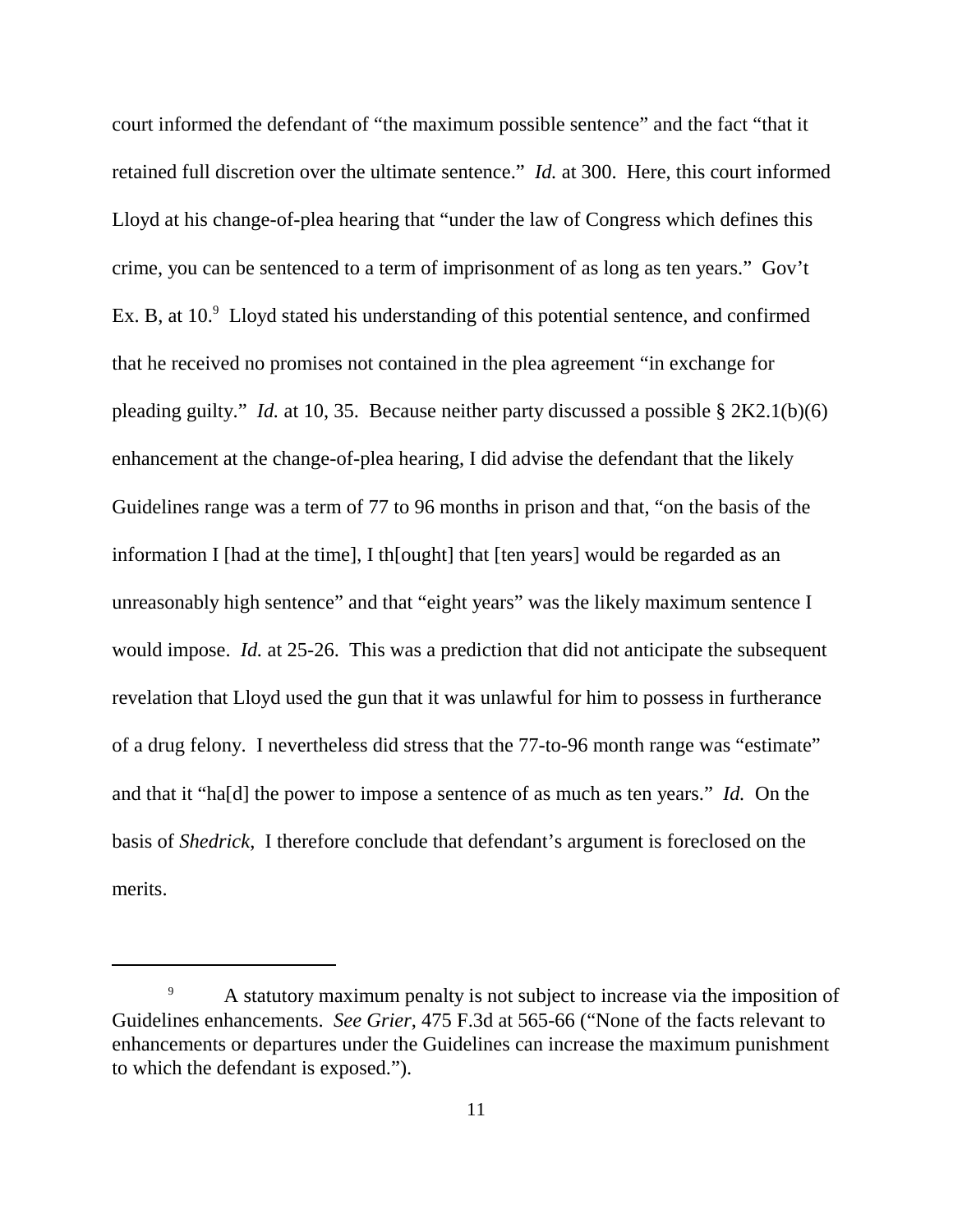court informed the defendant of "the maximum possible sentence" and the fact "that it retained full discretion over the ultimate sentence." *Id.* at 300. Here, this court informed Lloyd at his change-of-plea hearing that "under the law of Congress which defines this crime, you can be sentenced to a term of imprisonment of as long as ten years." Gov't Ex. B, at 10.[9] Lloyd stated his understanding of this potential sentence, and confirmed that he received no promises not contained in the plea agreement "in exchange for pleading guilty." *Id.* at 10, 35. Because neither party discussed a possible § 2K2.1(b)(6) enhancement at the change-of-plea hearing, I did advise the defendant that the likely Guidelines range was a term of 77 to 96 months in prison and that, "on the basis of the information I [had at the time], I th[ought] that [ten years] would be regarded as an unreasonably high sentence" and that "eight years" was the likely maximum sentence I would impose. *Id.* at 25-26. This was a prediction that did not anticipate the subsequent revelation that Lloyd used the gun that it was unlawful for him to possess in furtherance of a drug felony. I nevertheless did stress that the 77-to-96 month range was "estimate" and that it "ha[d] the power to impose a sentence of as much as ten years." *Id.* On the basis of *Shedrick*, I therefore conclude that defendant's argument is foreclosed on the merits.

---

[9] A statutory maximum penalty is not subject to increase via the imposition of Guidelines enhancements. *See Grier*, 475 F.3d at 565-66 ("None of the facts relevant to enhancements or departures under the Guidelines can increase the maximum punishment to which the defendant is exposed.").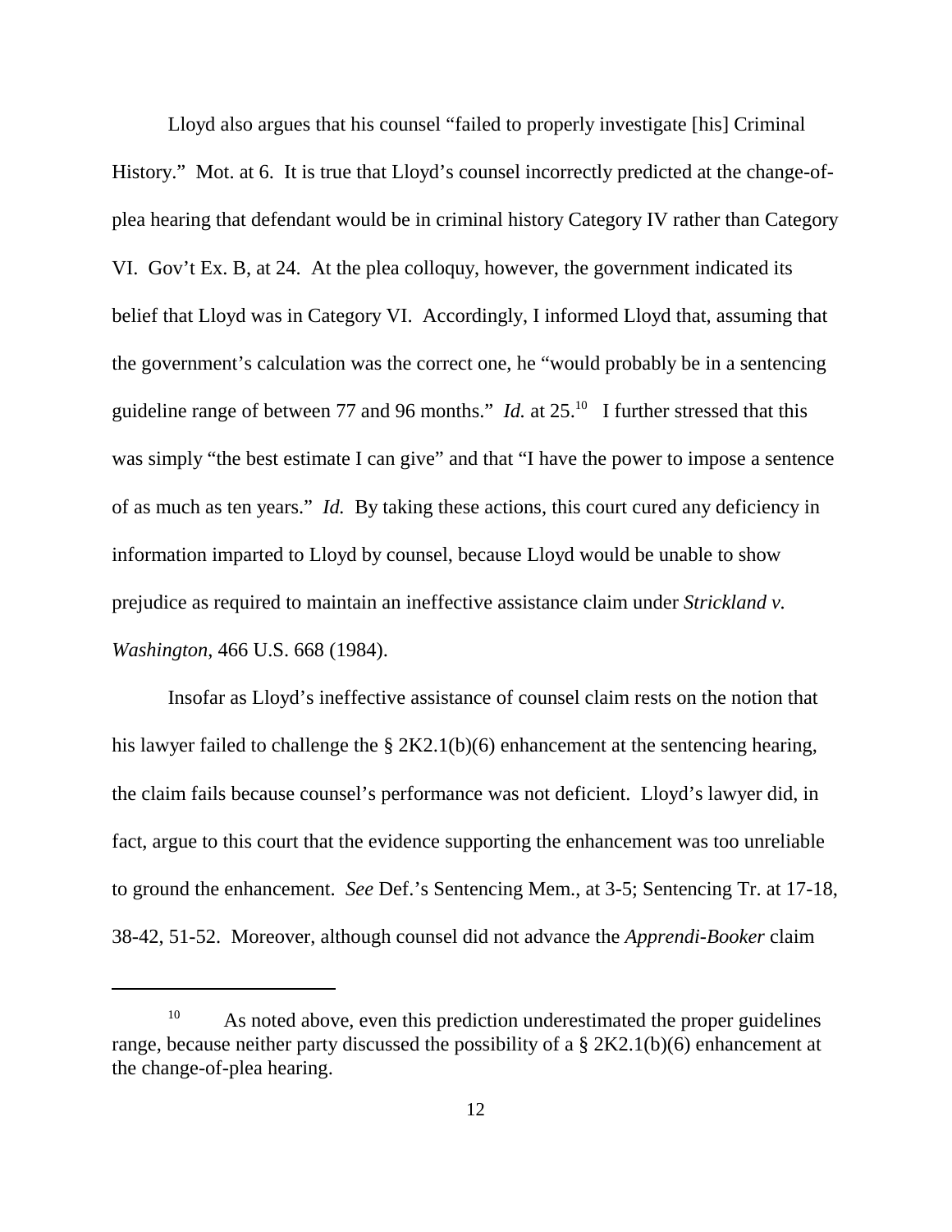Lloyd also argues that his counsel "failed to properly investigate [his] Criminal History." Mot. at 6. It is true that Lloyd's counsel incorrectly predicted at the change-of-plea hearing that defendant would be in criminal history Category IV rather than Category VI. Gov't Ex. B, at 24. At the plea colloquy, however, the government indicated its belief that Lloyd was in Category VI. Accordingly, I informed Lloyd that, assuming that the government's calculation was the correct one, he "would probably be in a sentencing guideline range of between 77 and 96 months." *Id.* at 25.[10] I further stressed that this was simply "the best estimate I can give" and that "I have the power to impose a sentence of as much as ten years." *Id.* By taking these actions, this court cured any deficiency in information imparted to Lloyd by counsel, because Lloyd would be unable to show prejudice as required to maintain an ineffective assistance claim under *Strickland v. Washington*, 466 U.S. 668 (1984).

Insofar as Lloyd's ineffective assistance of counsel claim rests on the notion that his lawyer failed to challenge the § 2K2.1(b)(6) enhancement at the sentencing hearing, the claim fails because counsel's performance was not deficient. Lloyd's lawyer did, in fact, argue to this court that the evidence supporting the enhancement was too unreliable to ground the enhancement. *See* Def.'s Sentencing Mem., at 3-5; Sentencing Tr. at 17-18, 38-42, 51-52. Moreover, although counsel did not advance the *Apprendi-Booker* claim

[10] As noted above, even this prediction underestimated the proper guidelines range, because neither party discussed the possibility of a § 2K2.1(b)(6) enhancement at the change-of-plea hearing.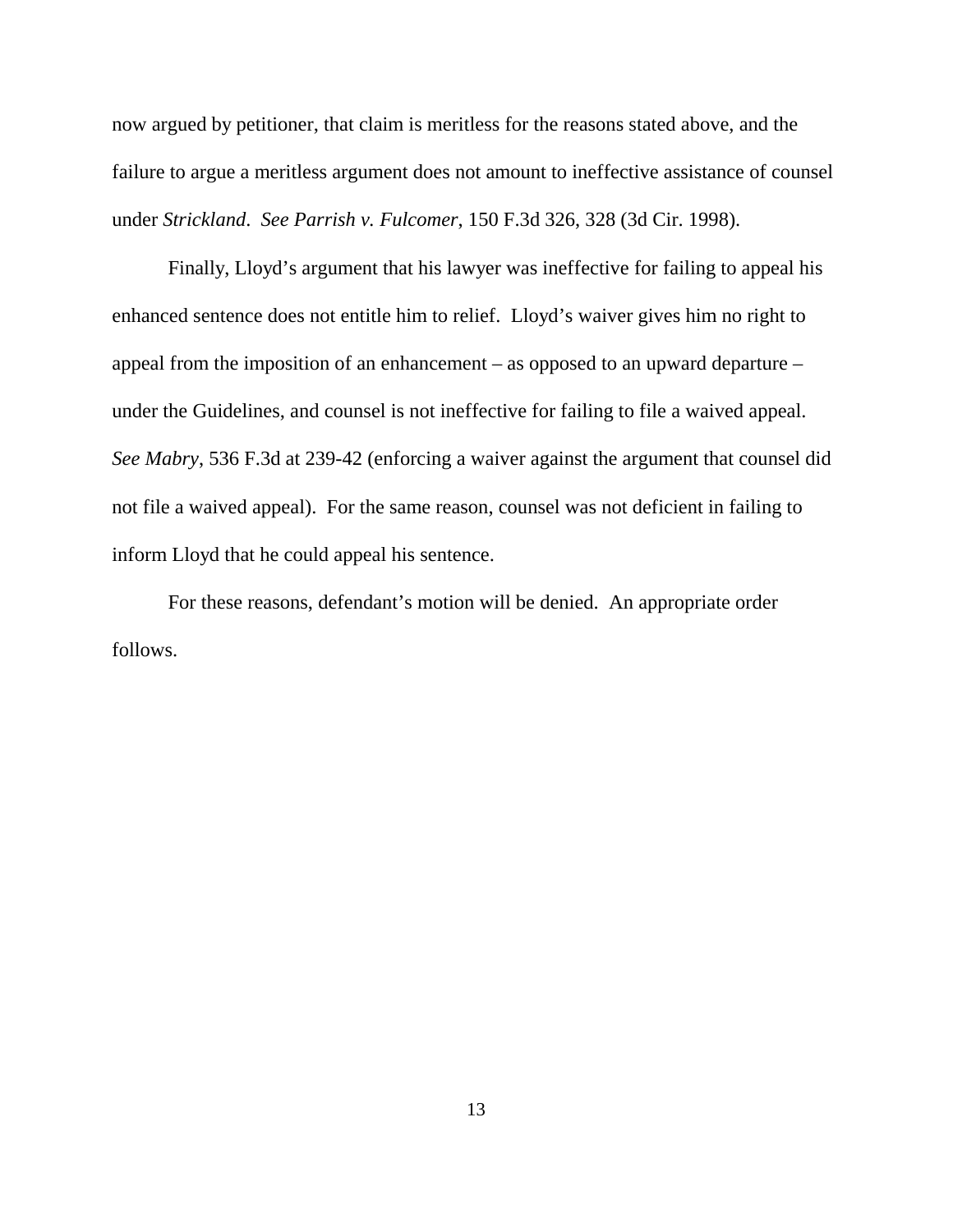now argued by petitioner, that claim is meritless for the reasons stated above, and the failure to argue a meritless argument does not amount to ineffective assistance of counsel under *Strickland*. *See Parrish v. Fulcomer*, 150 F.3d 326, 328 (3d Cir. 1998).

Finally, Lloyd's argument that his lawyer was ineffective for failing to appeal his enhanced sentence does not entitle him to relief. Lloyd's waiver gives him no right to appeal from the imposition of an enhancement – as opposed to an upward departure – under the Guidelines, and counsel is not ineffective for failing to file a waived appeal. *See Mabry*, 536 F.3d at 239-42 (enforcing a waiver against the argument that counsel did not file a waived appeal). For the same reason, counsel was not deficient in failing to inform Lloyd that he could appeal his sentence.

For these reasons, defendant's motion will be denied. An appropriate order follows.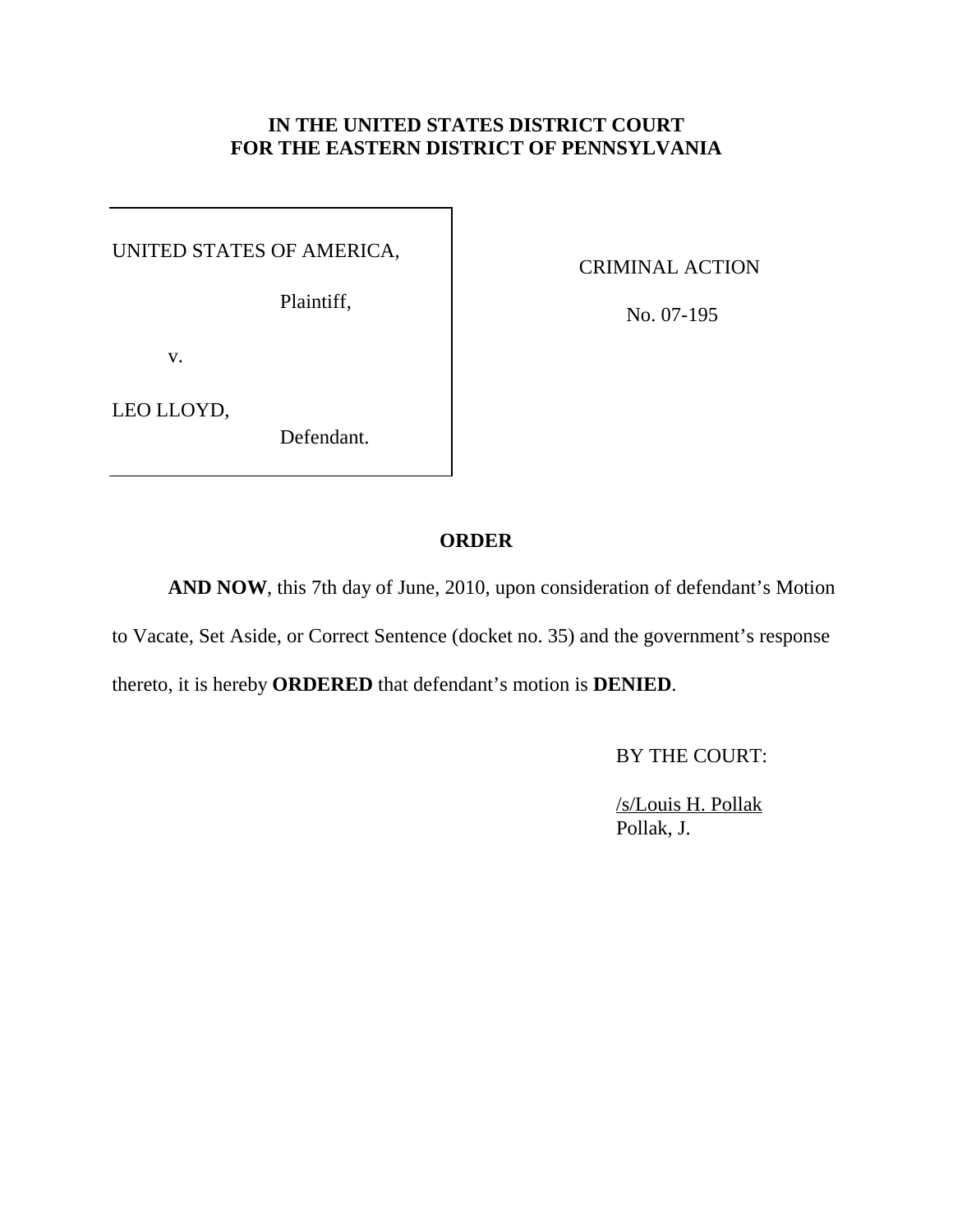**IN THE UNITED STATES DISTRICT COURT**
**FOR THE EASTERN DISTRICT OF PENNSYLVANIA**

| | |
|---|---|
| UNITED STATES OF AMERICA,<br><br>Plaintiff,<br><br>v.<br><br>LEO LLOYD,<br><br>Defendant. | CRIMINAL ACTION<br><br>No. 07-195 |

## ORDER

**AND NOW**, this 7th day of June, 2010, upon consideration of defendant's Motion to Vacate, Set Aside, or Correct Sentence (docket no. 35) and the government's response thereto, it is hereby **ORDERED** that defendant's motion is **DENIED**.

BY THE COURT:

/s/Louis H. Pollak
Pollak, J.